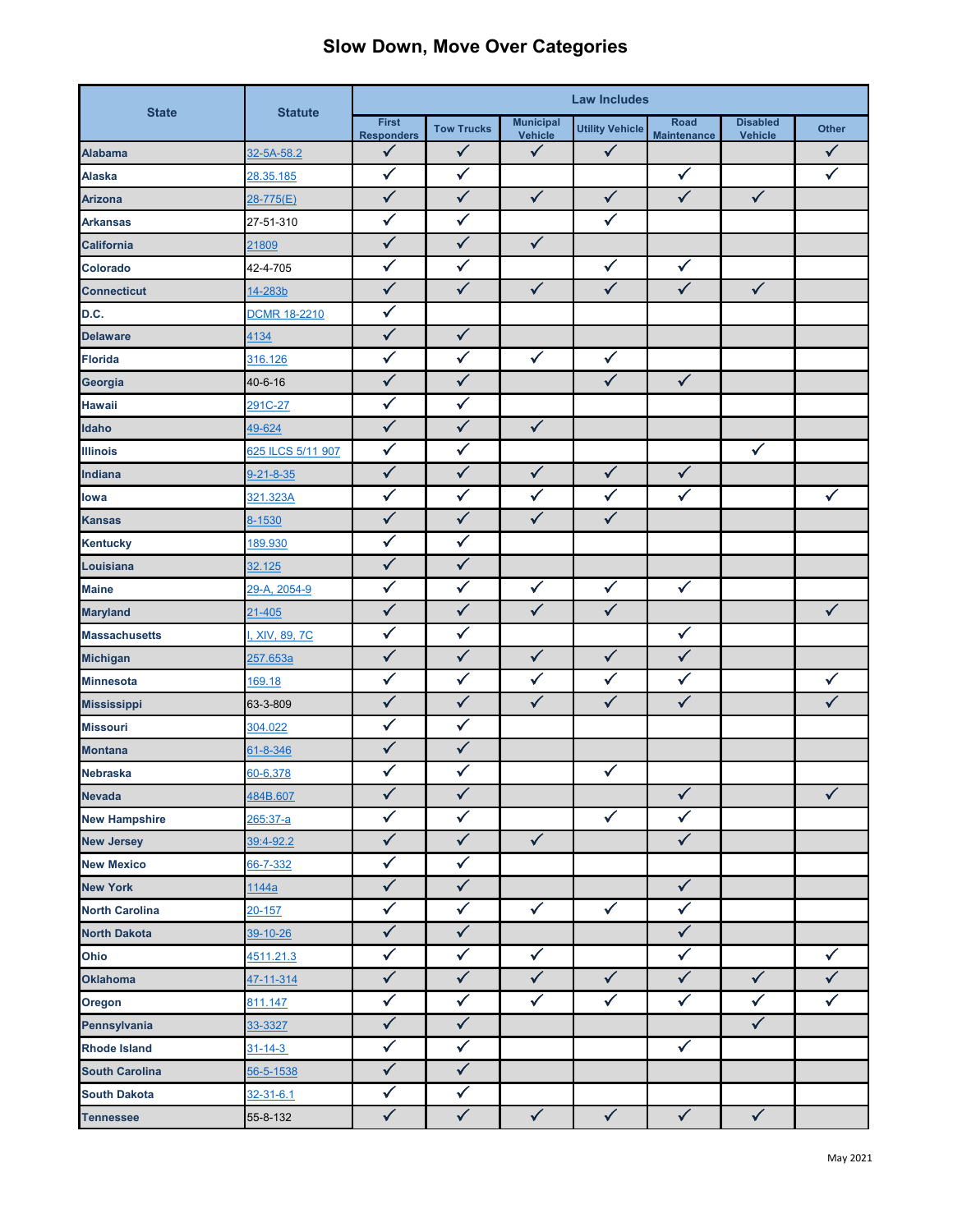# Slow Down, Move Over Categories

| State | Statute | Law Includes | | | | | | |
|---|---|---|---|---|---|---|---|---|
| | | First Responders | Tow Trucks | Municipal Vehicle | Utility Vehicle | Road Maintenance | Disabled Vehicle | Other |
| Alabama | 32-5A-58.2 | ✓ | ✓ | ✓ | ✓ | | | ✓ |
| Alaska | 28.35.185 | ✓ | ✓ | | | ✓ | | ✓ |
| Arizona | 28-775(E) | ✓ | ✓ | ✓ | ✓ | ✓ | ✓ | |
| Arkansas | 27-51-310 | ✓ | ✓ | | ✓ | | | |
| California | 21809 | ✓ | ✓ | ✓ | | | | |
| Colorado | 42-4-705 | ✓ | ✓ | | ✓ | ✓ | | |
| Connecticut | 14-283b | ✓ | ✓ | ✓ | ✓ | ✓ | ✓ | |
| D.C. | DCMR 18-2210 | ✓ | | | | | | |
| Delaware | 4134 | ✓ | ✓ | | | | | |
| Florida | 316.126 | ✓ | ✓ | ✓ | ✓ | | | |
| Georgia | 40-6-16 | ✓ | ✓ | | ✓ | ✓ | | |
| Hawaii | 291C-27 | ✓ | ✓ | | | | | |
| Idaho | 49-624 | ✓ | ✓ | ✓ | | | | |
| Illinois | 625 ILCS 5/11 907 | ✓ | ✓ | | | | ✓ | |
| Indiana | 9-21-8-35 | ✓ | ✓ | ✓ | ✓ | ✓ | | |
| Iowa | 321.323A | ✓ | ✓ | ✓ | ✓ | ✓ | | ✓ |
| Kansas | 8-1530 | ✓ | ✓ | ✓ | ✓ | | | |
| Kentucky | 189.930 | ✓ | ✓ | | | | | |
| Louisiana | 32.125 | ✓ | ✓ | | | | | |
| Maine | 29-A, 2054-9 | ✓ | ✓ | ✓ | ✓ | ✓ | | |
| Maryland | 21-405 | ✓ | ✓ | ✓ | ✓ | | | ✓ |
| Massachusetts | I, XIV, 89, 7C | ✓ | ✓ | | | ✓ | | |
| Michigan | 257.653a | ✓ | ✓ | ✓ | ✓ | ✓ | | |
| Minnesota | 169.18 | ✓ | ✓ | ✓ | ✓ | ✓ | | ✓ |
| Mississippi | 63-3-809 | ✓ | ✓ | ✓ | ✓ | ✓ | | ✓ |
| Missouri | 304.022 | ✓ | ✓ | | | | | |
| Montana | 61-8-346 | ✓ | ✓ | | | | | |
| Nebraska | 60-6,378 | ✓ | ✓ | | ✓ | | | |
| Nevada | 484B.607 | ✓ | ✓ | | | ✓ | | ✓ |
| New Hampshire | 265:37-a | ✓ | ✓ | | ✓ | ✓ | | |
| New Jersey | 39:4-92.2 | ✓ | ✓ | ✓ | | ✓ | | |
| New Mexico | 66-7-332 | ✓ | ✓ | | | | | |
| New York | 1144a | ✓ | ✓ | | | ✓ | | |
| North Carolina | 20-157 | ✓ | ✓ | ✓ | ✓ | ✓ | | |
| North Dakota | 39-10-26 | ✓ | ✓ | | | ✓ | | |
| Ohio | 4511.21.3 | ✓ | ✓ | ✓ | | ✓ | | ✓ |
| Oklahoma | 47-11-314 | ✓ | ✓ | ✓ | ✓ | ✓ | ✓ | ✓ |
| Oregon | 811.147 | ✓ | ✓ | ✓ | ✓ | ✓ | ✓ | ✓ |
| Pennsylvania | 33-3327 | ✓ | ✓ | | | | ✓ | |
| Rhode Island | 31-14-3 | ✓ | ✓ | | | ✓ | | |
| South Carolina | 56-5-1538 | ✓ | ✓ | | | | | |
| South Dakota | 32-31-6.1 | ✓ | ✓ | | | | | |
| Tennessee | 55-8-132 | ✓ | ✓ | ✓ | ✓ | ✓ | ✓ | |

May 2021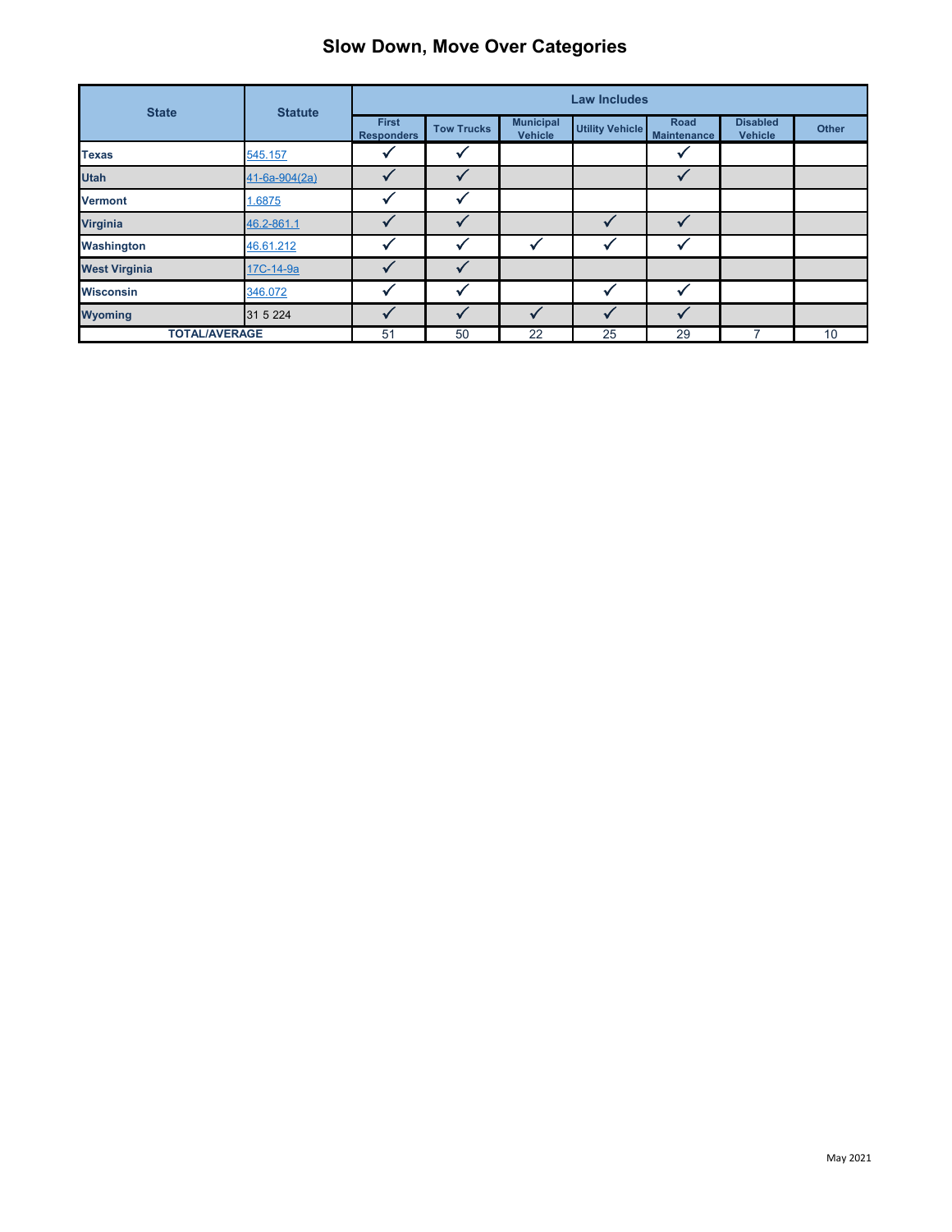# Slow Down, Move Over Categories

| State | Statute | Law Includes | | | | | | |
|---|---|---|---|---|---|---|---|---|
| | | First Responders | Tow Trucks | Municipal Vehicle | Utility Vehicle | Road Maintenance | Disabled Vehicle | Other |
| **Texas** | 545.157 | ✓ | ✓ | | | ✓ | | |
| **Utah** | 41-6a-904(2a) | ✓ | ✓ | | | ✓ | | |
| **Vermont** | 1.6875 | ✓ | ✓ | | | | | |
| **Virginia** | 46.2-861.1 | ✓ | ✓ | | ✓ | ✓ | | |
| **Washington** | 46.61.212 | ✓ | ✓ | ✓ | ✓ | ✓ | | |
| **West Virginia** | 17C-14-9a | ✓ | ✓ | | | | | |
| **Wisconsin** | 346.072 | ✓ | ✓ | | ✓ | ✓ | | |
| **Wyoming** | 31 5 224 | ✓ | ✓ | ✓ | ✓ | ✓ | | |
| **TOTAL/AVERAGE** | | 51 | 50 | 22 | 25 | 29 | 7 | 10 |

May 2021